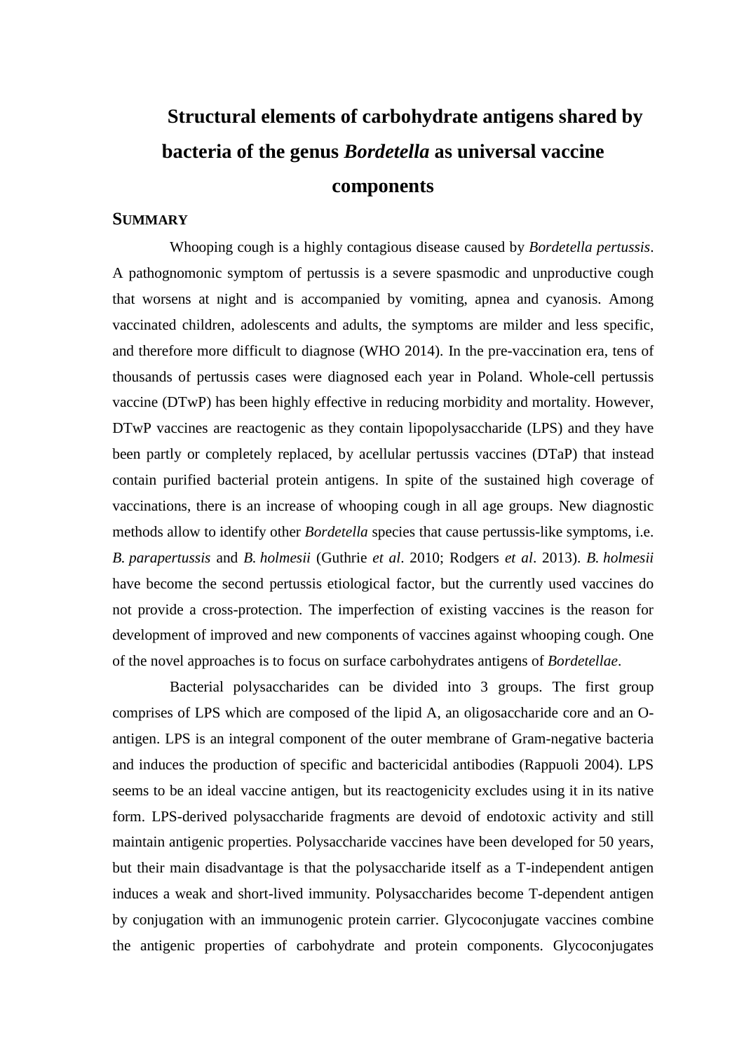# Structural elements of carbohydrate antigens shared by bacteria of the genus *Bordetella* as universal vaccine components

## SUMMARY

Whooping cough is a highly contagious disease caused by *Bordetella pertussis*. A pathognomonic symptom of pertussis is a severe spasmodic and unproductive cough that worsens at night and is accompanied by vomiting, apnea and cyanosis. Among vaccinated children, adolescents and adults, the symptoms are milder and less specific, and therefore more difficult to diagnose (WHO 2014). In the pre-vaccination era, tens of thousands of pertussis cases were diagnosed each year in Poland. Whole-cell pertussis vaccine (DTwP) has been highly effective in reducing morbidity and mortality. However, DTwP vaccines are reactogenic as they contain lipopolysaccharide (LPS) and they have been partly or completely replaced, by acellular pertussis vaccines (DTaP) that instead contain purified bacterial protein antigens. In spite of the sustained high coverage of vaccinations, there is an increase of whooping cough in all age groups. New diagnostic methods allow to identify other *Bordetella* species that cause pertussis-like symptoms, i.e. *B. parapertussis* and *B. holmesii* (Guthrie *et al*. 2010; Rodgers *et al*. 2013). *B. holmesii* have become the second pertussis etiological factor, but the currently used vaccines do not provide a cross-protection. The imperfection of existing vaccines is the reason for development of improved and new components of vaccines against whooping cough. One of the novel approaches is to focus on surface carbohydrates antigens of *Bordetellae*.

Bacterial polysaccharides can be divided into 3 groups. The first group comprises of LPS which are composed of the lipid A, an oligosaccharide core and an O-antigen. LPS is an integral component of the outer membrane of Gram-negative bacteria and induces the production of specific and bactericidal antibodies (Rappuoli 2004). LPS seems to be an ideal vaccine antigen, but its reactogenicity excludes using it in its native form. LPS-derived polysaccharide fragments are devoid of endotoxic activity and still maintain antigenic properties. Polysaccharide vaccines have been developed for 50 years, but their main disadvantage is that the polysaccharide itself as a T-independent antigen induces a weak and short-lived immunity. Polysaccharides become T-dependent antigen by conjugation with an immunogenic protein carrier. Glycoconjugate vaccines combine the antigenic properties of carbohydrate and protein components. Glycoconjugates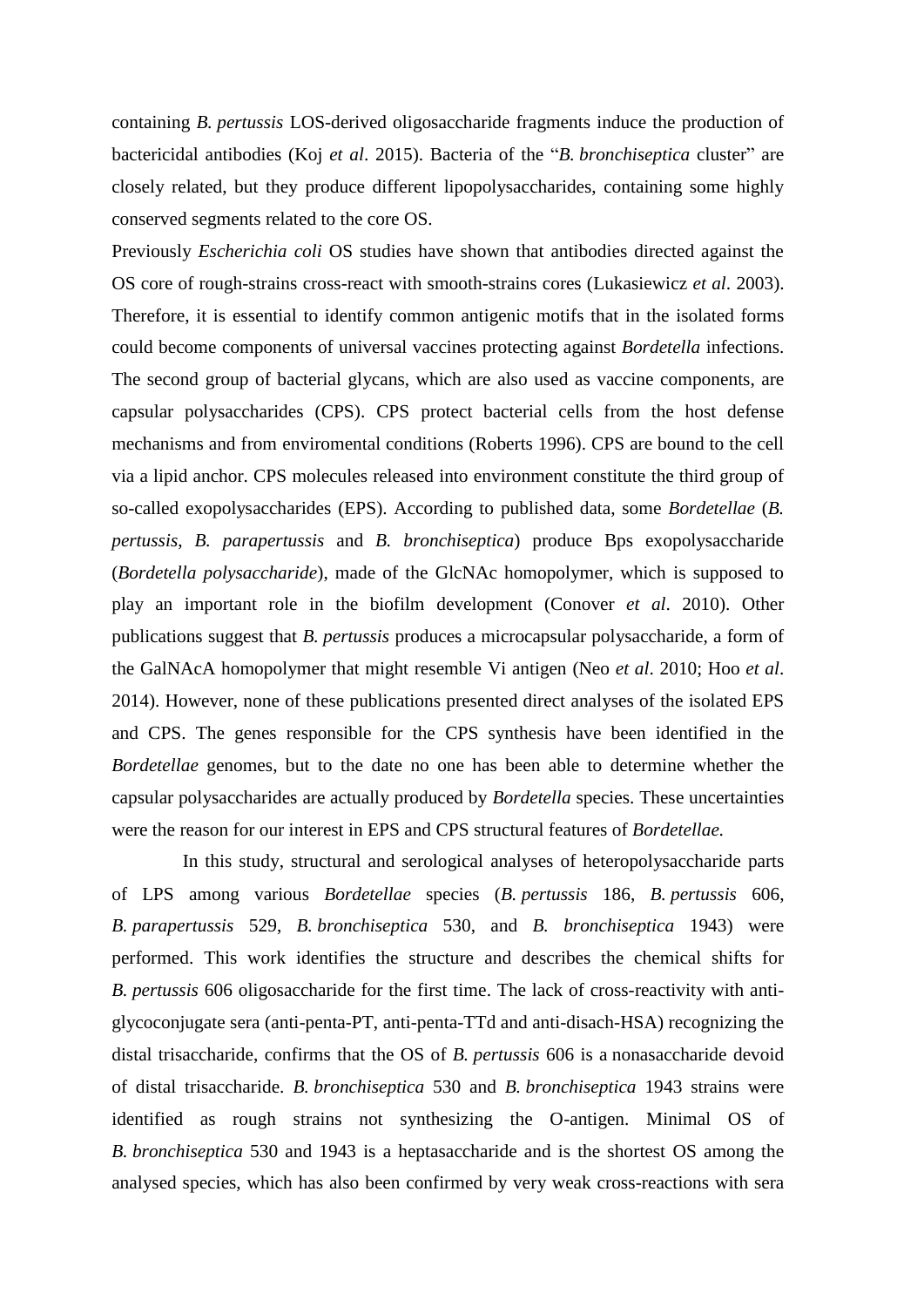containing *B. pertussis* LOS-derived oligosaccharide fragments induce the production of bactericidal antibodies (Koj *et al*. 2015). Bacteria of the "*B. bronchiseptica* cluster" are closely related, but they produce different lipopolysaccharides, containing some highly conserved segments related to the core OS.

Previously *Escherichia coli* OS studies have shown that antibodies directed against the OS core of rough-strains cross-react with smooth-strains cores (Lukasiewicz *et al*. 2003). Therefore, it is essential to identify common antigenic motifs that in the isolated forms could become components of universal vaccines protecting against *Bordetella* infections. The second group of bacterial glycans, which are also used as vaccine components, are capsular polysaccharides (CPS). CPS protect bacterial cells from the host defense mechanisms and from enviromental conditions (Roberts 1996). CPS are bound to the cell via a lipid anchor. CPS molecules released into environment constitute the third group of so-called exopolysaccharides (EPS). According to published data, some *Bordetellae* (*B. pertussis*, *B. parapertussis* and *B. bronchiseptica*) produce Bps exopolysaccharide (*Bordetella polysaccharide*), made of the GlcNAc homopolymer, which is supposed to play an important role in the biofilm development (Conover *et al*. 2010). Other publications suggest that *B. pertussis* produces a microcapsular polysaccharide, a form of the GalNAcA homopolymer that might resemble Vi antigen (Neo *et al*. 2010; Hoo *et al*. 2014). However, none of these publications presented direct analyses of the isolated EPS and CPS. The genes responsible for the CPS synthesis have been identified in the *Bordetellae* genomes, but to the date no one has been able to determine whether the capsular polysaccharides are actually produced by *Bordetella* species. These uncertainties were the reason for our interest in EPS and CPS structural features of *Bordetellae.*

In this study, structural and serological analyses of heteropolysaccharide parts of LPS among various *Bordetellae* species (*B. pertussis* 186, *B. pertussis* 606, *B. parapertussis* 529, *B. bronchiseptica* 530, and *B. bronchiseptica* 1943) were performed. This work identifies the structure and describes the chemical shifts for *B. pertussis* 606 oligosaccharide for the first time. The lack of cross-reactivity with anti-glycoconjugate sera (anti-penta-PT, anti-penta-TTd and anti-disach-HSA) recognizing the distal trisaccharide, confirms that the OS of *B. pertussis* 606 is a nonasaccharide devoid of distal trisaccharide. *B. bronchiseptica* 530 and *B. bronchiseptica* 1943 strains were identified as rough strains not synthesizing the O-antigen. Minimal OS of *B. bronchiseptica* 530 and 1943 is a heptasaccharide and is the shortest OS among the analysed species, which has also been confirmed by very weak cross-reactions with sera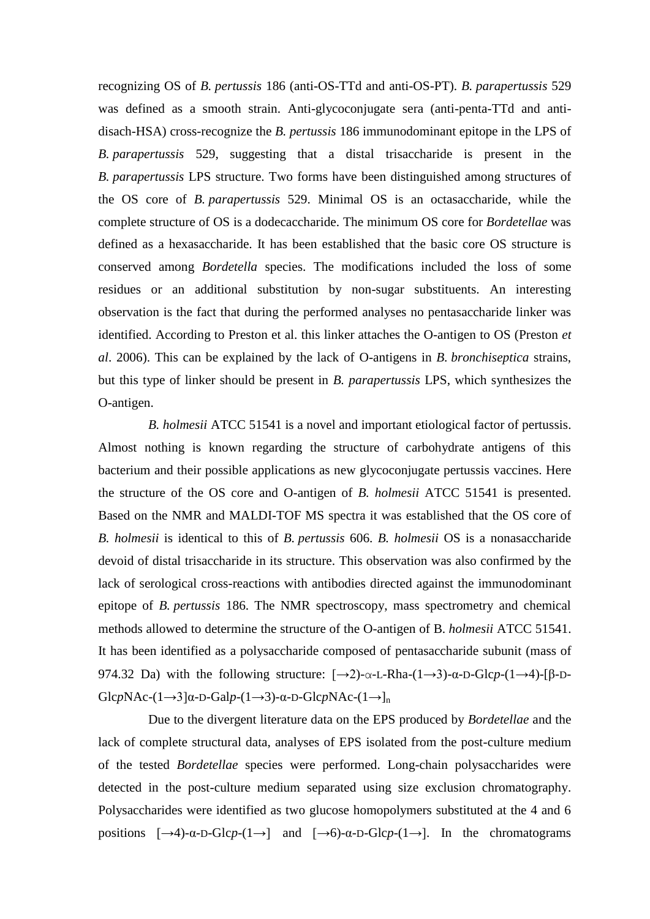recognizing OS of *B. pertussis* 186 (anti-OS-TTd and anti-OS-PT). *B. parapertussis* 529 was defined as a smooth strain. Anti-glycoconjugate sera (anti-penta-TTd and anti-disach-HSA) cross-recognize the *B. pertussis* 186 immunodominant epitope in the LPS of *B. parapertussis* 529, suggesting that a distal trisaccharide is present in the *B. parapertussis* LPS structure. Two forms have been distinguished among structures of the OS core of *B. parapertussis* 529. Minimal OS is an octasaccharide, while the complete structure of OS is a dodecaccharide. The minimum OS core for *Bordetellae* was defined as a hexasaccharide. It has been established that the basic core OS structure is conserved among *Bordetella* species. The modifications included the loss of some residues or an additional substitution by non-sugar substituents. An interesting observation is the fact that during the performed analyses no pentasaccharide linker was identified. According to Preston et al. this linker attaches the O-antigen to OS (Preston *et al*. 2006). This can be explained by the lack of O-antigens in *B. bronchiseptica* strains, but this type of linker should be present in *B. parapertussis* LPS, which synthesizes the O-antigen.

*B. holmesii* ATCC 51541 is a novel and important etiological factor of pertussis. Almost nothing is known regarding the structure of carbohydrate antigens of this bacterium and their possible applications as new glycoconjugate pertussis vaccines. Here the structure of the OS core and O-antigen of *B. holmesii* ATCC 51541 is presented. Based on the NMR and MALDI-TOF MS spectra it was established that the OS core of *B. holmesii* is identical to this of *B. pertussis* 606. *B. holmesii* OS is a nonasaccharide devoid of distal trisaccharide in its structure. This observation was also confirmed by the lack of serological cross-reactions with antibodies directed against the immunodominant epitope of *B. pertussis* 186. The NMR spectroscopy, mass spectrometry and chemical methods allowed to determine the structure of the O-antigen of B. *holmesii* ATCC 51541. It has been identified as a polysaccharide composed of pentasaccharide subunit (mass of 974.32 Da) with the following structure: [→2)-α-L-Rha-(1→3)-α-D-Glc*p*-(1→4)-[β-D-Glc*p*NAc-(1→3]α-D-Gal*p*-(1→3)-α-D-Glc*p*NAc-(1→]$_n$

Due to the divergent literature data on the EPS produced by *Bordetellae* and the lack of complete structural data, analyses of EPS isolated from the post-culture medium of the tested *Bordetellae* species were performed. Long-chain polysaccharides were detected in the post-culture medium separated using size exclusion chromatography. Polysaccharides were identified as two glucose homopolymers substituted at the 4 and 6 positions [→4)-α-D-Glc*p*-(1→] and [→6)-α-D-Glc*p*-(1→]. In the chromatograms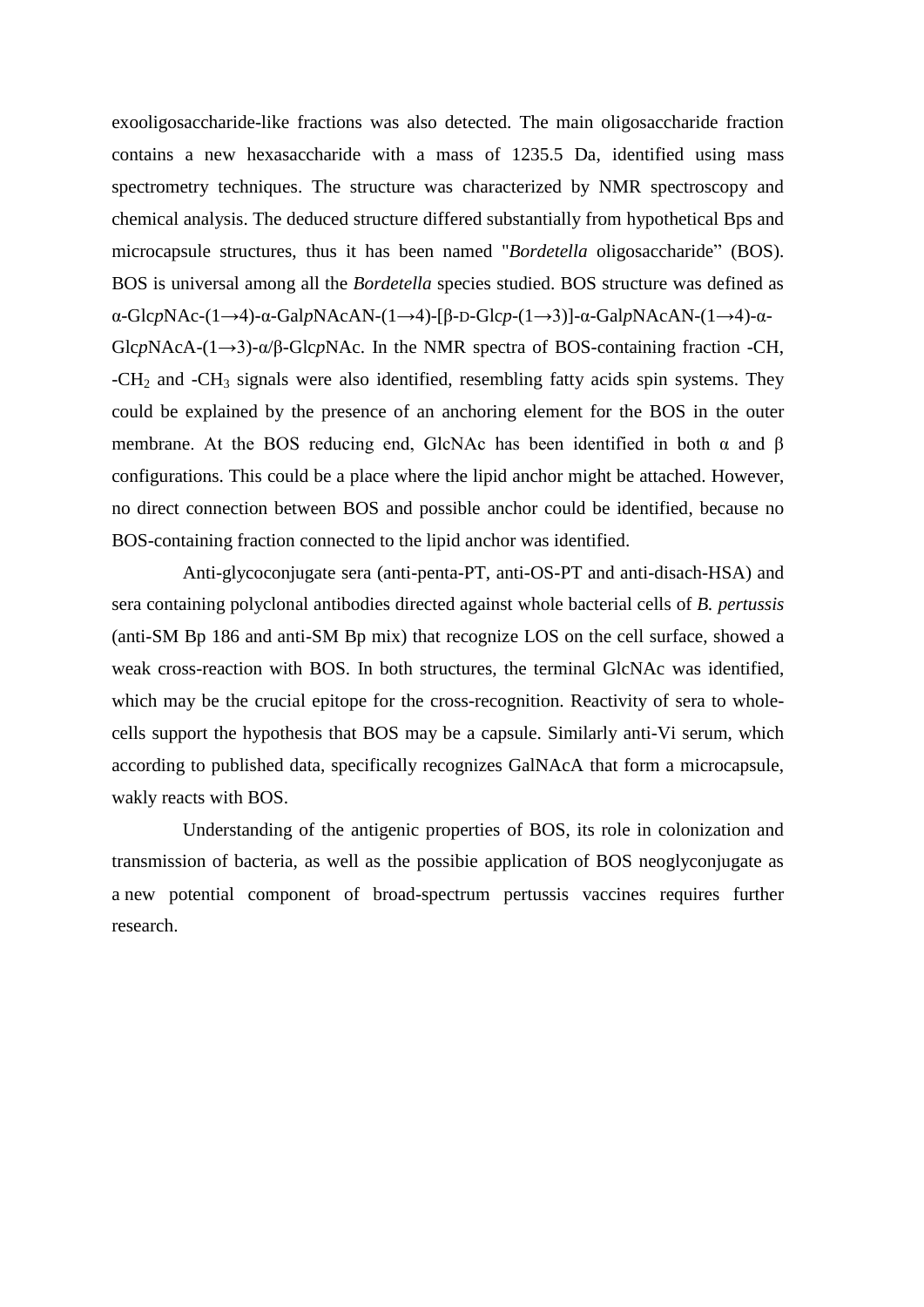exooligosaccharide-like fractions was also detected. The main oligosaccharide fraction contains a new hexasaccharide with a mass of 1235.5 Da, identified using mass spectrometry techniques. The structure was characterized by NMR spectroscopy and chemical analysis. The deduced structure differed substantially from hypothetical Bps and microcapsule structures, thus it has been named "*Bordetella* oligosaccharide" (BOS). BOS is universal among all the *Bordetella* species studied. BOS structure was defined as α-Glc*p*NAc-(1→4)-α-Gal*p*NAcAN-(1→4)-[β-D-Glc*p*-(1→3)]-α-Gal*p*NAcAN-(1→4)-α-Glc*p*NAcA-(1→3)-α/β-Glc*p*NAc. In the NMR spectra of BOS-containing fraction -CH, $-CH_2$ and $-CH_3$ signals were also identified, resembling fatty acids spin systems. They could be explained by the presence of an anchoring element for the BOS in the outer membrane. At the BOS reducing end, GlcNAc has been identified in both α and β configurations. This could be a place where the lipid anchor might be attached. However, no direct connection between BOS and possible anchor could be identified, because no BOS-containing fraction connected to the lipid anchor was identified.

Anti-glycoconjugate sera (anti-penta-PT, anti-OS-PT and anti-disach-HSA) and sera containing polyclonal antibodies directed against whole bacterial cells of *B. pertussis* (anti-SM Bp 186 and anti-SM Bp mix) that recognize LOS on the cell surface, showed a weak cross-reaction with BOS. In both structures, the terminal GlcNAc was identified, which may be the crucial epitope for the cross-recognition. Reactivity of sera to whole-cells support the hypothesis that BOS may be a capsule. Similarly anti-Vi serum, which according to published data, specifically recognizes GalNAcA that form a microcapsule, wakly reacts with BOS.

Understanding of the antigenic properties of BOS, its role in colonization and transmission of bacteria, as well as the possibie application of BOS neoglyconjugate as a new potential component of broad-spectrum pertussis vaccines requires further research.